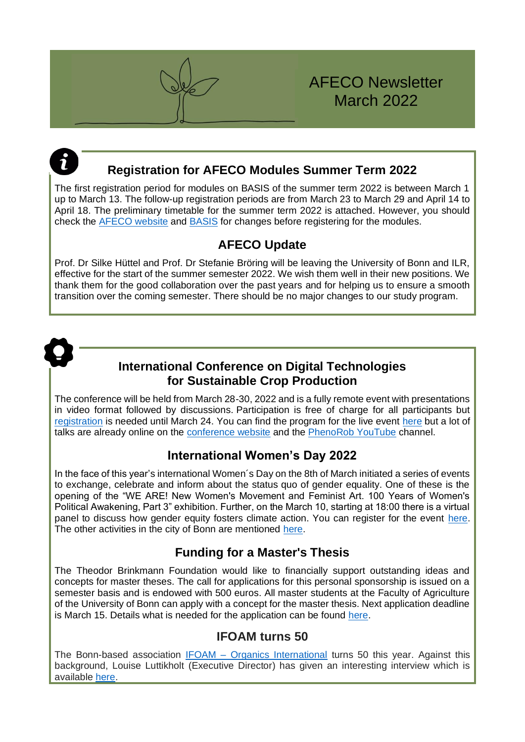# AFECO Newsletter March 2022

## Registration for AFECO Modules Summer Term 2022

The first registration period for modules on BASIS of the summer term 2022 is between March 1 up to March 13. The follow-up registration periods are from March 23 to March 29 and April 14 to April 18. The preliminary timetable for the summer term 2022 is attached. However, you should check the AFECO website and BASIS for changes before registering for the modules.

## AFECO Update

Prof. Dr Silke Hüttel and Prof. Dr Stefanie Bröring will be leaving the University of Bonn and ILR, effective for the start of the summer semester 2022. We wish them well in their new positions. We thank them for the good collaboration over the past years and for helping us to ensure a smooth transition over the coming semester. There should be no major changes to our study program.

## International Conference on Digital Technologies for Sustainable Crop Production

The conference will be held from March 28-30, 2022 and is a fully remote event with presentations in video format followed by discussions. Participation is free of charge for all participants but registration is needed until March 24. You can find the program for the live event here but a lot of talks are already online on the conference website and the PhenoRob YouTube channel.

## International Women's Day 2022

In the face of this year's international Women´s Day on the 8th of March initiated a series of events to exchange, celebrate and inform about the status quo of gender equality. One of these is the opening of the "WE ARE! New Women's Movement and Feminist Art. 100 Years of Women's Political Awakening, Part 3" exhibition. Further, on the March 10, starting at 18:00 there is a virtual panel to discuss how gender equity fosters climate action. You can register for the event here. The other activities in the city of Bonn are mentioned here.

## Funding for a Master's Thesis

The Theodor Brinkmann Foundation would like to financially support outstanding ideas and concepts for master theses. The call for applications for this personal sponsorship is issued on a semester basis and is endowed with 500 euros. All master students at the Faculty of Agriculture of the University of Bonn can apply with a concept for the master thesis. Next application deadline is March 15. Details what is needed for the application can be found here.

## IFOAM turns 50

The Bonn-based association IFOAM – Organics International turns 50 this year. Against this background, Louise Luttikholt (Executive Director) has given an interesting interview which is available here.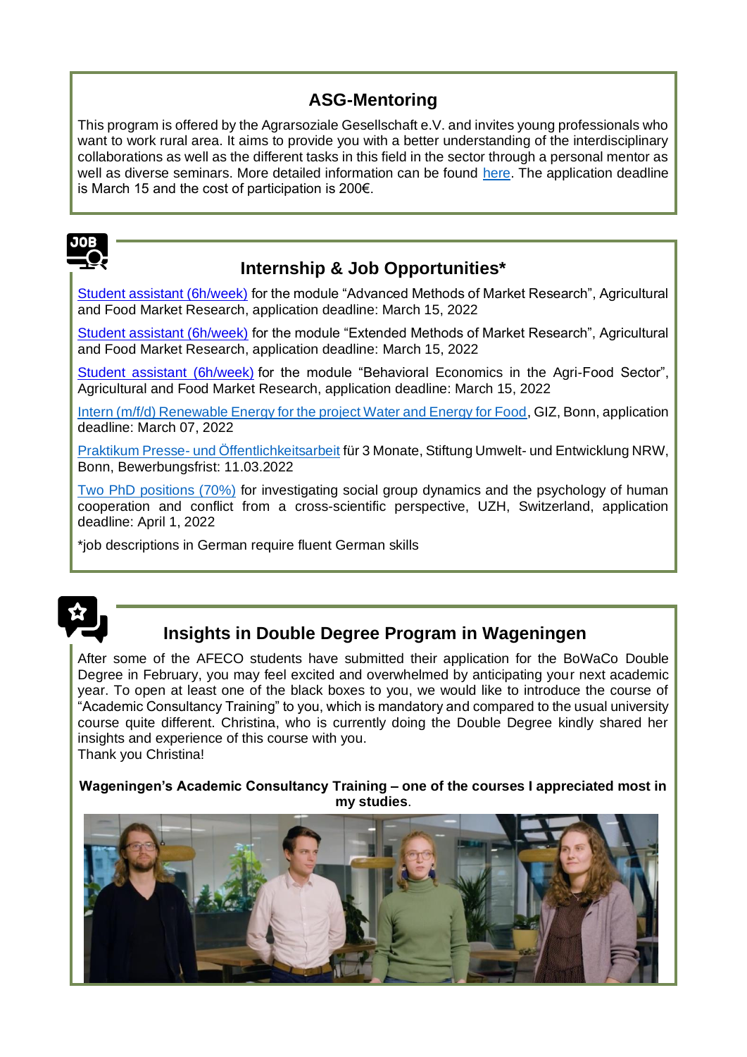## ASG-Mentoring

This program is offered by the Agrarsoziale Gesellschaft e.V. and invites young professionals who want to work rural area. It aims to provide you with a better understanding of the interdisciplinary collaborations as well as the different tasks in this field in the sector through a personal mentor as well as diverse seminars. More detailed information can be found here. The application deadline is March 15 and the cost of participation is 200€.

## Internship & Job Opportunities*

Student assistant (6h/week) for the module "Advanced Methods of Market Research", Agricultural and Food Market Research, application deadline: March 15, 2022

Student assistant (6h/week) for the module "Extended Methods of Market Research", Agricultural and Food Market Research, application deadline: March 15, 2022

Student assistant (6h/week) for the module "Behavioral Economics in the Agri-Food Sector", Agricultural and Food Market Research, application deadline: March 15, 2022

Intern (m/f/d) Renewable Energy for the project Water and Energy for Food, GIZ, Bonn, application deadline: March 07, 2022

Praktikum Presse- und Öffentlichkeitsarbeit für 3 Monate, Stiftung Umwelt- und Entwicklung NRW, Bonn, Bewerbungsfrist: 11.03.2022

Two PhD positions (70%) for investigating social group dynamics and the psychology of human cooperation and conflict from a cross-scientific perspective, UZH, Switzerland, application deadline: April 1, 2022

*job descriptions in German require fluent German skills

## Insights in Double Degree Program in Wageningen

After some of the AFECO students have submitted their application for the BoWaCo Double Degree in February, you may feel excited and overwhelmed by anticipating your next academic year. To open at least one of the black boxes to you, we would like to introduce the course of "Academic Consultancy Training" to you, which is mandatory and compared to the usual university course quite different. Christina, who is currently doing the Double Degree kindly shared her insights and experience of this course with you.
Thank you Christina!

**Wageningen's Academic Consultancy Training – one of the courses I appreciated most in my studies**.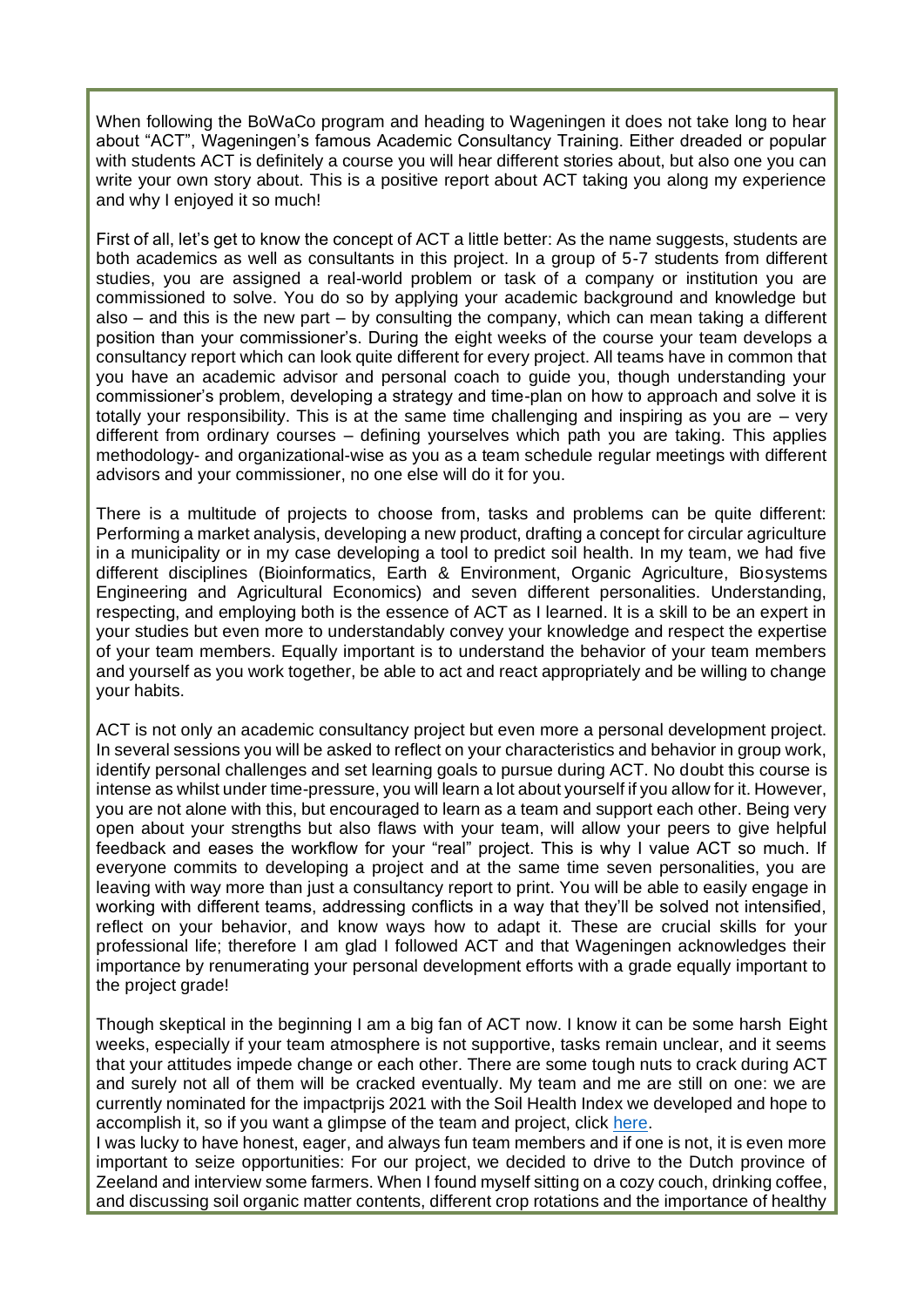When following the BoWaCo program and heading to Wageningen it does not take long to hear about "ACT", Wageningen's famous Academic Consultancy Training. Either dreaded or popular with students ACT is definitely a course you will hear different stories about, but also one you can write your own story about. This is a positive report about ACT taking you along my experience and why I enjoyed it so much!

First of all, let's get to know the concept of ACT a little better: As the name suggests, students are both academics as well as consultants in this project. In a group of 5-7 students from different studies, you are assigned a real-world problem or task of a company or institution you are commissioned to solve. You do so by applying your academic background and knowledge but also – and this is the new part – by consulting the company, which can mean taking a different position than your commissioner's. During the eight weeks of the course your team develops a consultancy report which can look quite different for every project. All teams have in common that you have an academic advisor and personal coach to guide you, though understanding your commissioner's problem, developing a strategy and time-plan on how to approach and solve it is totally your responsibility. This is at the same time challenging and inspiring as you are – very different from ordinary courses – defining yourselves which path you are taking. This applies methodology- and organizational-wise as you as a team schedule regular meetings with different advisors and your commissioner, no one else will do it for you.

There is a multitude of projects to choose from, tasks and problems can be quite different: Performing a market analysis, developing a new product, drafting a concept for circular agriculture in a municipality or in my case developing a tool to predict soil health. In my team, we had five different disciplines (Bioinformatics, Earth & Environment, Organic Agriculture, Biosystems Engineering and Agricultural Economics) and seven different personalities. Understanding, respecting, and employing both is the essence of ACT as I learned. It is a skill to be an expert in your studies but even more to understandably convey your knowledge and respect the expertise of your team members. Equally important is to understand the behavior of your team members and yourself as you work together, be able to act and react appropriately and be willing to change your habits.

ACT is not only an academic consultancy project but even more a personal development project. In several sessions you will be asked to reflect on your characteristics and behavior in group work, identify personal challenges and set learning goals to pursue during ACT. No doubt this course is intense as whilst under time-pressure, you will learn a lot about yourself if you allow for it. However, you are not alone with this, but encouraged to learn as a team and support each other. Being very open about your strengths but also flaws with your team, will allow your peers to give helpful feedback and eases the workflow for your "real" project. This is why I value ACT so much. If everyone commits to developing a project and at the same time seven personalities, you are leaving with way more than just a consultancy report to print. You will be able to easily engage in working with different teams, addressing conflicts in a way that they'll be solved not intensified, reflect on your behavior, and know ways how to adapt it. These are crucial skills for your professional life; therefore I am glad I followed ACT and that Wageningen acknowledges their importance by renumerating your personal development efforts with a grade equally important to the project grade!

Though skeptical in the beginning I am a big fan of ACT now. I know it can be some harsh Eight weeks, especially if your team atmosphere is not supportive, tasks remain unclear, and it seems that your attitudes impede change or each other. There are some tough nuts to crack during ACT and surely not all of them will be cracked eventually. My team and me are still on one: we are currently nominated for the impactprijs 2021 with the Soil Health Index we developed and hope to accomplish it, so if you want a glimpse of the team and project, click [here](here).

I was lucky to have honest, eager, and always fun team members and if one is not, it is even more important to seize opportunities: For our project, we decided to drive to the Dutch province of Zeeland and interview some farmers. When I found myself sitting on a cozy couch, drinking coffee, and discussing soil organic matter contents, different crop rotations and the importance of healthy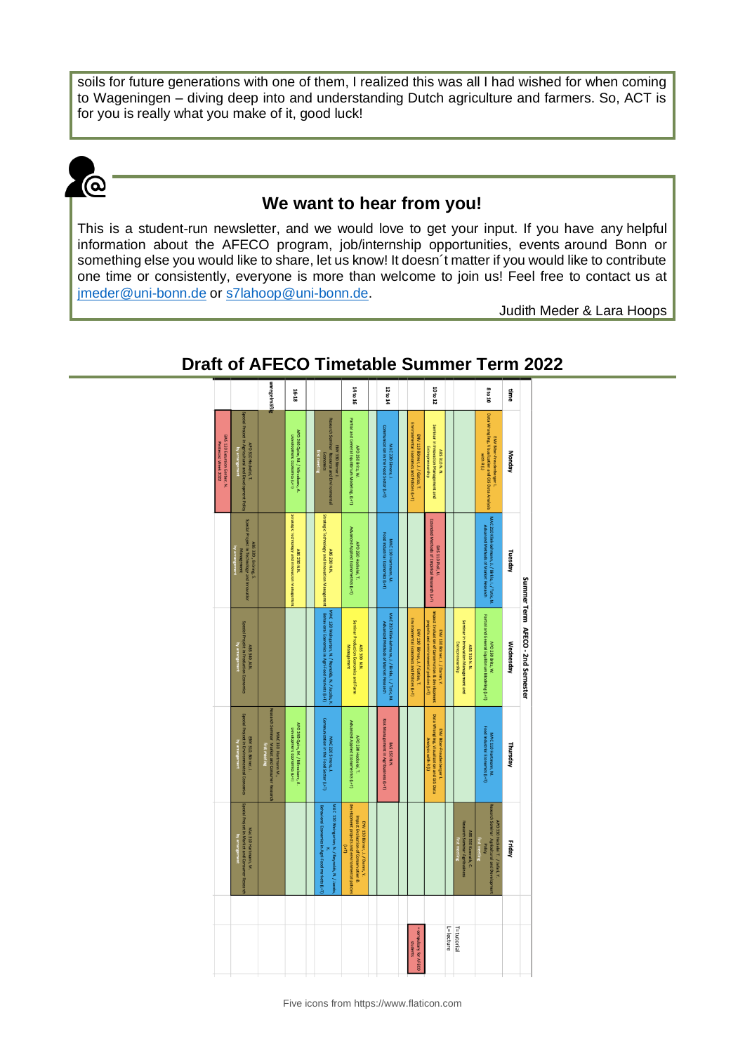soils for future generations with one of them, I realized this was all I had wished for when coming to Wageningen – diving deep into and understanding Dutch agriculture and farmers. So, ACT is for you is really what you make of it, good luck!

## We want to hear from you!

This is a student-run newsletter, and we would love to get your input. If you have any helpful information about the AFECO program, job/internship opportunities, events around Bonn or something else you would like to share, let us know! It doesn´t matter if you would like to contribute one time or consistently, everyone is more than welcome to join us! Feel free to contact us at jmeder@uni-bonn.de or s7lahoop@uni-bonn.de.

Judith Meder & Lara Hoops

## Draft of AFECO Timetable Summer Term 2022

**Summer Term AFECO - 2nd Semester**

| time | Monday | Tuesday | Wednesday | Thursday | Friday |
|---|---|---|---|---|---|
| 8 to 10 | ENV Blum-Freudenberger L. Data Wrangling, Visualization and GIS Data Analysis with R (L) | MAC 220 Klein-Lehmann, J. / Bröhl, J. / Tietz, M. Advanced Methods of Market Research | APO 250 Britz, W. Partial and General Equilibrium Modeling (L+T) | MAC 110 Hartmann, M. Food Industrial Economics (L+T) | APO 330 Heckelei, T. / Jaluu, Y. Research Seminar Agricultural and Development Policy first meeting |
| | | | ABS 310 N.N. Seminar in Innovation Management and Entrepreneurship | | ABS 330 Kenneth, C. Research Seminar Agribusiness first meeting |
| 10 to 12 | ABS 310 N.N. Seminar in Innovation Management and Entrepreneurship | BAS 110 Peel, U. Extended Methods of Empirical Research (L+T) | ENV 130 Börner, J. / Ehlers, K. Impact Evaluation of Conservation & development projects and environmental policies (L+T) | ENV Blum-Freudenberger, L. Data Wrangling, Visualization and GIS Data Analysis with R (L) | |
| | ENV 110 Börner, J. / Gazioz, T. Environmental Economics and Policies (L+T) | | ENV 110 Börner, J. / Gazioz, T. Environmental Economics and Policies (L+T) | | |
| 12 to 14 | MAC 210 Simons, J. Communication in the Food Sector (L+T) | MAC 110 Hartmann, M. Food Industrial Economics (L+T) | MAC 220 Klein-Lehmann, J. / Bröhl, J. / Tietz, M. Advanced Methods of Market Research | BAS 150 N.N. Risk Management in Agribusiness (L+T) | |
| 14 to 16 | APO 250 Britz, W. Partial and General Equilibrium Modeling (L+T) | APO 280 Heckelei, T. Advanced Applied Econometrics (L+T) | ABS 320 N.N. Seminar Production Economics and Farm Management | APO 280 Heckelei, T. Advanced Applied Econometrics (L+T) | ENV 130 Börner, J. / Ehlers, K. Impact Evaluation of Conservation & development projects and environmental policies (L+T) |
| | ENV 330 Börner, J. Research Seminar Resource and Environmental Economics first meeting | ABS 230 N.N. Strategic Technology and Innovation Management | MAC 130 Weingarten, N. / Reynolds, N. / Jacobs, K. Behavioral Economics in Agri-food markets (L+T) | MAC 210 Simons, J. Communication in the Food Sector (L+T) | MAC 130 Weingarten, N. / Reynolds, N. / Jacobs, K. Behavioral Economics in Agri-food markets (L+T) |
| 16-18 | APO 240 Qaim, M. / Mirzabaev, A. Development Economics (L+T) | ABS 230 N.N. Strategic Technology and Innovation Management | | APO 240 Qaim, M. / Mirzabaev, A. Development Economics (L+T) | |
| unregelmäßig | | | | MAC 310 Hartmann, M. Research Seminar Market and Consumer Research first meeting | |
| | APO 310 Heckelei, T. Special Project in Agricultural and Development Policy by arrangement | ABS 330 Storm, H. Special Project in Technology and Innovation Management by arrangement | ABS 340 N.N. Special Project in Production Economics by arrangement | ENV 310 Börner, J. Special Project in Environmental Economics by arrangement | MAC 310 Hartmann, M. Special Project in Market and Consumer Research by arrangement |
| | BAS 120 Kleister, N. Protected Week 2022 | | | | |

T= tutorial

L= lecture

= compulsory for AFECO students

Five icons from https://www.flaticon.com